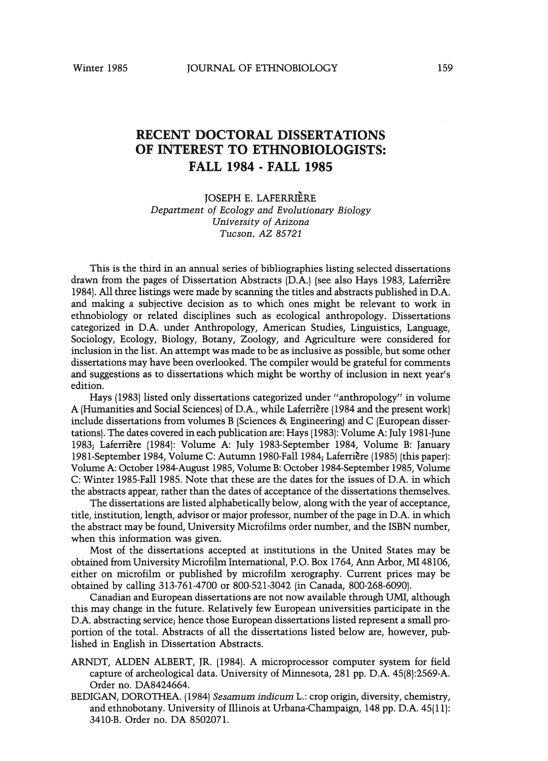# RECENT DOCTORAL DISSERTATIONS OF INTEREST TO ETHNOBIOLOGISTS: FALL 1984 - FALL 1985

JOSEPH E. LAFERRIÈRE
*Department of Ecology and Evolutionary Biology*
*University of Arizona*
*Tucson, AZ 85721*

This is the third in an annual series of bibliographies listing selected dissertations drawn from the pages of Dissertation Abstracts (D.A.) (see also Hays 1983, Laferrière 1984). All three listings were made by scanning the titles and abstracts published in D.A. and making a subjective decision as to which ones might be relevant to work in ethnobiology or related disciplines such as ecological anthropology. Dissertations categorized in D.A. under Anthropology, American Studies, Linguistics, Language, Sociology, Ecology, Biology, Botany, Zoology, and Agriculture were considered for inclusion in the list. An attempt was made to be as inclusive as possible, but some other dissertations may have been overlooked. The compiler would be grateful for comments and suggestions as to dissertations which might be worthy of inclusion in next year's edition.

Hays (1983) listed only dissertations categorized under "anthropology" in volume A (Humanities and Social Sciences) of D.A., while Laferrière (1984 and the present work) include dissertations from volumes B (Sciences & Engineering) and C (European dissertations). The dates covered in each publication are: Hays (1983): Volume A: July 1981-June 1983; Laferrière (1984): Volume A: July 1983-September 1984, Volume B: January 1981-September 1984, Volume C: Autumn 1980-Fall 1984; Laferrière (1985) (this paper): Volume A: October 1984-August 1985, Volume B: October 1984-September 1985, Volume C: Winter 1985-Fall 1985. Note that these are the dates for the issues of D.A. in which the abstracts appear, rather than the dates of acceptance of the dissertations themselves.

The dissertations are listed alphabetically below, along with the year of acceptance, title, institution, length, advisor or major professor, number of the page in D.A. in which the abstract may be found, University Microfilms order number, and the ISBN number, when this information was given.

Most of the dissertations accepted at institutions in the United States may be obtained from University Microfilm International, P.O. Box 1764, Ann Arbor, MI 48106, either on microfilm or published by microfilm xerography. Current prices may be obtained by calling 313-761-4700 or 800-521-3042 (in Canada, 800-268-6090).

Canadian and European dissertations are not now available through UMI, although this may change in the future. Relatively few European universities participate in the D.A. abstracting service; hence those European dissertations listed represent a small proportion of the total. Abstracts of all the dissertations listed below are, however, published in English in Dissertation Abstracts.

ARNDT, ALDEN ALBERT, JR. (1984). A microprocessor computer system for field capture of archeological data. University of Minnesota, 281 pp. D.A. 45(8):2569-A. Order no. DA8424664.

BEDIGAN, DOROTHEA. (1984) *Sesamum indicum* L.: crop origin, diversity, chemistry, and ethnobotany. University of Illinois at Urbana-Champaign, 148 pp. D.A. 45(11): 3410-B. Order no. DA 8502071.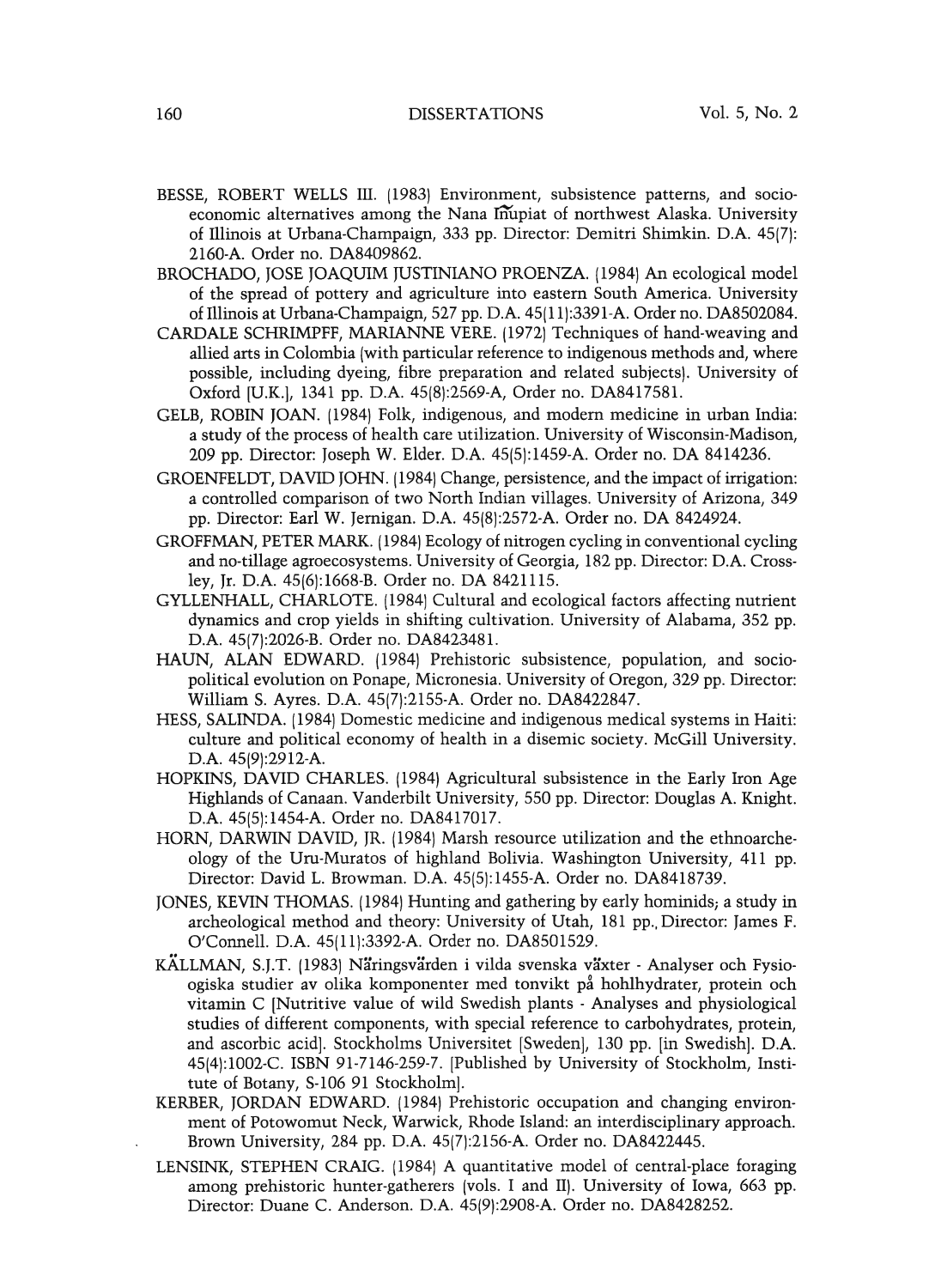BESSE, ROBERT WELLS III. (1983) Environment, subsistence patterns, and socio-economic alternatives among the Nana Iñupiat of northwest Alaska. University of Illinois at Urbana-Champaign, 333 pp. Director: Demitri Shimkin. D.A. 45(7): 2160-A. Order no. DA8409862.

BROCHADO, JOSE JOAQUIM JUSTINIANO PROENZA. (1984) An ecological model of the spread of pottery and agriculture into eastern South America. University of Illinois at Urbana-Champaign, 527 pp. D.A. 45(11):3391-A. Order no. DA8502084.

CARDALE SCHRIMPFF, MARIANNE VERE. (1972) Techniques of hand-weaving and allied arts in Colombia (with particular reference to indigenous methods and, where possible, including dyeing, fibre preparation and related subjects). University of Oxford [U.K.], 1341 pp. D.A. 45(8):2569-A, Order no. DA8417581.

GELB, ROBIN JOAN. (1984) Folk, indigenous, and modern medicine in urban India: a study of the process of health care utilization. University of Wisconsin-Madison, 209 pp. Director: Joseph W. Elder. D.A. 45(5):1459-A. Order no. DA 8414236.

GROENFELDT, DAVID JOHN. (1984) Change, persistence, and the impact of irrigation: a controlled comparison of two North Indian villages. University of Arizona, 349 pp. Director: Earl W. Jernigan. D.A. 45(8):2572-A. Order no. DA 8424924.

GROFFMAN, PETER MARK. (1984) Ecology of nitrogen cycling in conventional cycling and no-tillage agroecosystems. University of Georgia, 182 pp. Director: D.A. Crossley, Jr. D.A. 45(6):1668-B. Order no. DA 8421115.

GYLLENHALL, CHARLOTE. (1984) Cultural and ecological factors affecting nutrient dynamics and crop yields in shifting cultivation. University of Alabama, 352 pp. D.A. 45(7):2026-B. Order no. DA8423481.

HAUN, ALAN EDWARD. (1984) Prehistoric subsistence, population, and socio-political evolution on Ponape, Micronesia. University of Oregon, 329 pp. Director: William S. Ayres. D.A. 45(7):2155-A. Order no. DA8422847.

HESS, SALINDA. (1984) Domestic medicine and indigenous medical systems in Haiti: culture and political economy of health in a disemic society. McGill University. D.A. 45(9):2912-A.

HOPKINS, DAVID CHARLES. (1984) Agricultural subsistence in the Early Iron Age Highlands of Canaan. Vanderbilt University, 550 pp. Director: Douglas A. Knight. D.A. 45(5):1454-A. Order no. DA8417017.

HORN, DARWIN DAVID, JR. (1984) Marsh resource utilization and the ethnoarcheology of the Uru-Muratos of highland Bolivia. Washington University, 411 pp. Director: David L. Browman. D.A. 45(5):1455-A. Order no. DA8418739.

JONES, KEVIN THOMAS. (1984) Hunting and gathering by early hominids; a study in archeological method and theory: University of Utah, 181 pp., Director: James F. O'Connell. D.A. 45(11):3392-A. Order no. DA8501529.

KÄLLMAN, S.J.T. (1983) Näringsvärden i vilda svenska växter - Analyser och Fysioogiska studier av olika komponenter med tonvikt på hohlhydrater, protein och vitamin C [Nutritive value of wild Swedish plants - Analyses and physiological studies of different components, with special reference to carbohydrates, protein, and ascorbic acid]. Stockholms Universitet [Sweden], 130 pp. [in Swedish]. D.A. 45(4):1002-C. ISBN 91-7146-259-7. [Published by University of Stockholm, Institute of Botany, S-106 91 Stockholm].

KERBER, JORDAN EDWARD. (1984) Prehistoric occupation and changing environment of Potowomut Neck, Warwick, Rhode Island: an interdisciplinary approach. Brown University, 284 pp. D.A. 45(7):2156-A. Order no. DA8422445.

LENSINK, STEPHEN CRAIG. (1984) A quantitative model of central-place foraging among prehistoric hunter-gatherers (vols. I and II). University of Iowa, 663 pp. Director: Duane C. Anderson. D.A. 45(9):2908-A. Order no. DA8428252.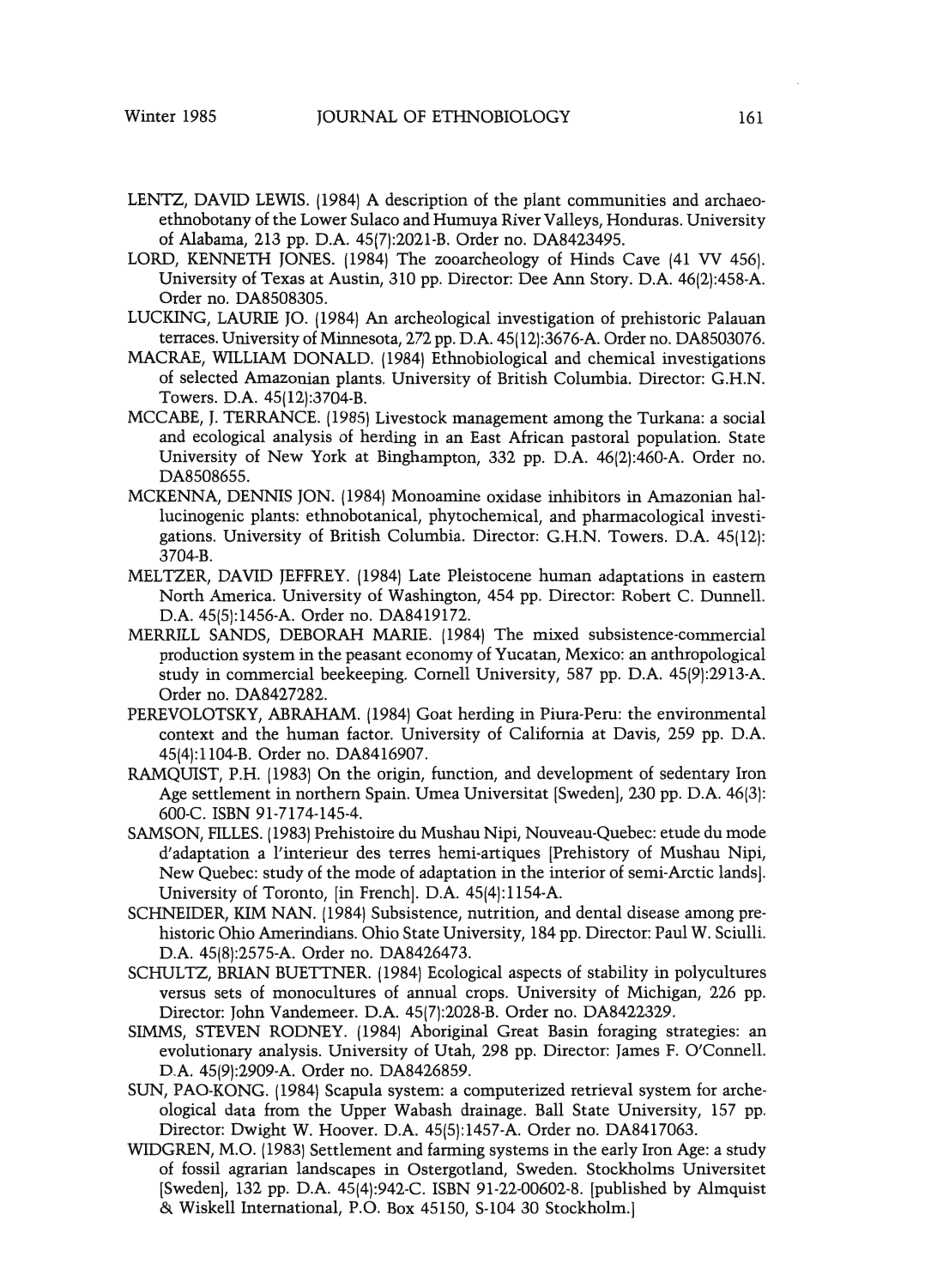LENTZ, DAVID LEWIS. (1984) A description of the plant communities and archaeo-ethnobotany of the Lower Sulaco and Humuya River Valleys, Honduras. University of Alabama, 213 pp. D.A. 45(7):2021-B. Order no. DA8423495.

LORD, KENNETH JONES. (1984) The zooarcheology of Hinds Cave (41 VV 456). University of Texas at Austin, 310 pp. Director: Dee Ann Story. D.A. 46(2):458-A. Order no. DA8508305.

LUCKING, LAURIE JO. (1984) An archeological investigation of prehistoric Palauan terraces. University of Minnesota, 272 pp. D.A. 45(12):3676-A. Order no. DA8503076.

MACRAE, WILLIAM DONALD. (1984) Ethnobiological and chemical investigations of selected Amazonian plants. University of British Columbia. Director: G.H.N. Towers. D.A. 45(12):3704-B.

MCCABE, J. TERRANCE. (1985) Livestock management among the Turkana: a social and ecological analysis of herding in an East African pastoral population. State University of New York at Binghampton, 332 pp. D.A. 46(2):460-A. Order no. DA8508655.

MCKENNA, DENNIS JON. (1984) Monoamine oxidase inhibitors in Amazonian hallucinogenic plants: ethnobotanical, phytochemical, and pharmacological investigations. University of British Columbia. Director: G.H.N. Towers. D.A. 45(12): 3704-B.

MELTZER, DAVID JEFFREY. (1984) Late Pleistocene human adaptations in eastern North America. University of Washington, 454 pp. Director: Robert C. Dunnell. D.A. 45(5):1456-A. Order no. DA8419172.

MERRILL SANDS, DEBORAH MARIE. (1984) The mixed subsistence-commercial production system in the peasant economy of Yucatan, Mexico: an anthropological study in commercial beekeeping. Cornell University, 587 pp. D.A. 45(9):2913-A. Order no. DA8427282.

PEREVOLOTSKY, ABRAHAM. (1984) Goat herding in Piura-Peru: the environmental context and the human factor. University of California at Davis, 259 pp. D.A. 45(4):1104-B. Order no. DA8416907.

RAMQUIST, P.H. (1983) On the origin, function, and development of sedentary Iron Age settlement in northern Spain. Umea Universitat [Sweden], 230 pp. D.A. 46(3): 600-C. ISBN 91-7174-145-4.

SAMSON, FILLES. (1983) Prehistoire du Mushau Nipi, Nouveau-Quebec: etude du mode d'adaptation a l'interieur des terres hemi-artiques [Prehistory of Mushau Nipi, New Quebec: study of the mode of adaptation in the interior of semi-Arctic lands]. University of Toronto, [in French]. D.A. 45(4):1154-A.

SCHNEIDER, KIM NAN. (1984) Subsistence, nutrition, and dental disease among prehistoric Ohio Amerindians. Ohio State University, 184 pp. Director: Paul W. Sciulli. D.A. 45(8):2575-A. Order no. DA8426473.

SCHULTZ, BRIAN BUETTNER. (1984) Ecological aspects of stability in polycultures versus sets of monocultures of annual crops. University of Michigan, 226 pp. Director: John Vandemeer. D.A. 45(7):2028-B. Order no. DA8422329.

SIMMS, STEVEN RODNEY. (1984) Aboriginal Great Basin foraging strategies: an evolutionary analysis. University of Utah, 298 pp. Director: James F. O'Connell. D.A. 45(9):2909-A. Order no. DA8426859.

SUN, PAO-KONG. (1984) Scapula system: a computerized retrieval system for archeological data from the Upper Wabash drainage. Ball State University, 157 pp. Director: Dwight W. Hoover. D.A. 45(5):1457-A. Order no. DA8417063.

WIDGREN, M.O. (1983) Settlement and farming systems in the early Iron Age: a study of fossil agrarian landscapes in Ostergotland, Sweden. Stockholms Universitet [Sweden], 132 pp. D.A. 45(4):942-C. ISBN 91-22-00602-8. [published by Almquist & Wiskell International, P.O. Box 45150, S-104 30 Stockholm.]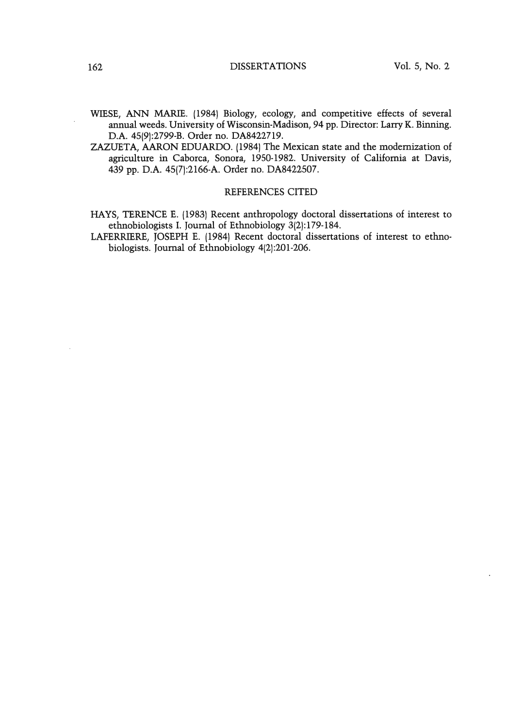WIESE, ANN MARIE. (1984) Biology, ecology, and competitive effects of several annual weeds. University of Wisconsin-Madison, 94 pp. Director: Larry K. Binning. D.A. 45(9):2799-B. Order no. DA8422719.

ZAZUETA, AARON EDUARDO. (1984) The Mexican state and the modernization of agriculture in Caborca, Sonora, 1950-1982. University of California at Davis, 439 pp. D.A. 45(7):2166-A. Order no. DA8422507.

## REFERENCES CITED

HAYS, TERENCE E. (1983) Recent anthropology doctoral dissertations of interest to ethnobiologists I. Journal of Ethnobiology 3(2):179-184.

LAFERRIERE, JOSEPH E. (1984) Recent doctoral dissertations of interest to ethnobiologists. Journal of Ethnobiology 4(2):201-206.